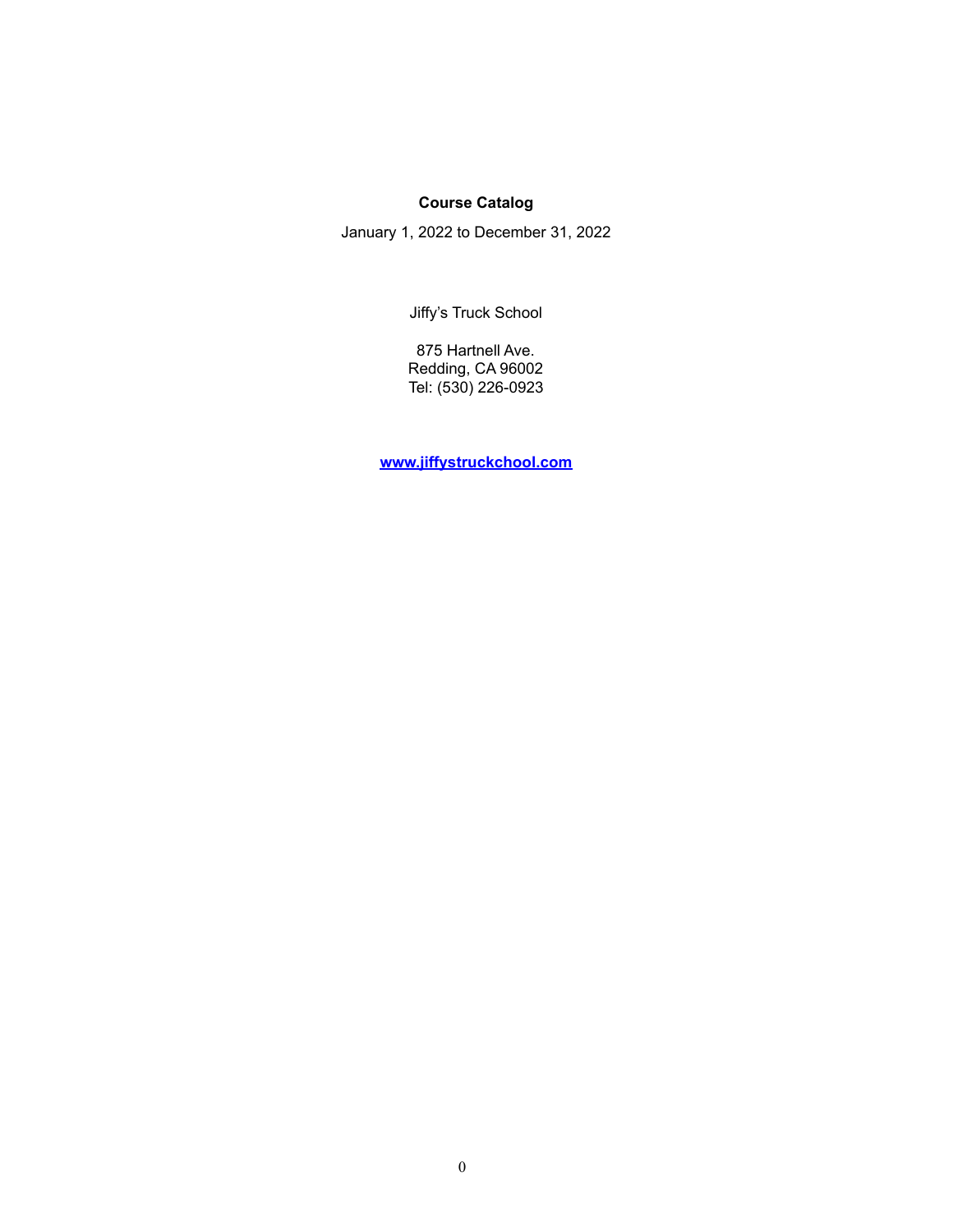**Course Catalog**

January 1, 2022 to December 31, 2022

Jiffy's Truck School

875 Hartnell Ave.
Redding, CA 96002
Tel: (530) 226-0923

**[www.jiffystruckchool.com](http://www.jiffystruckchool.com)**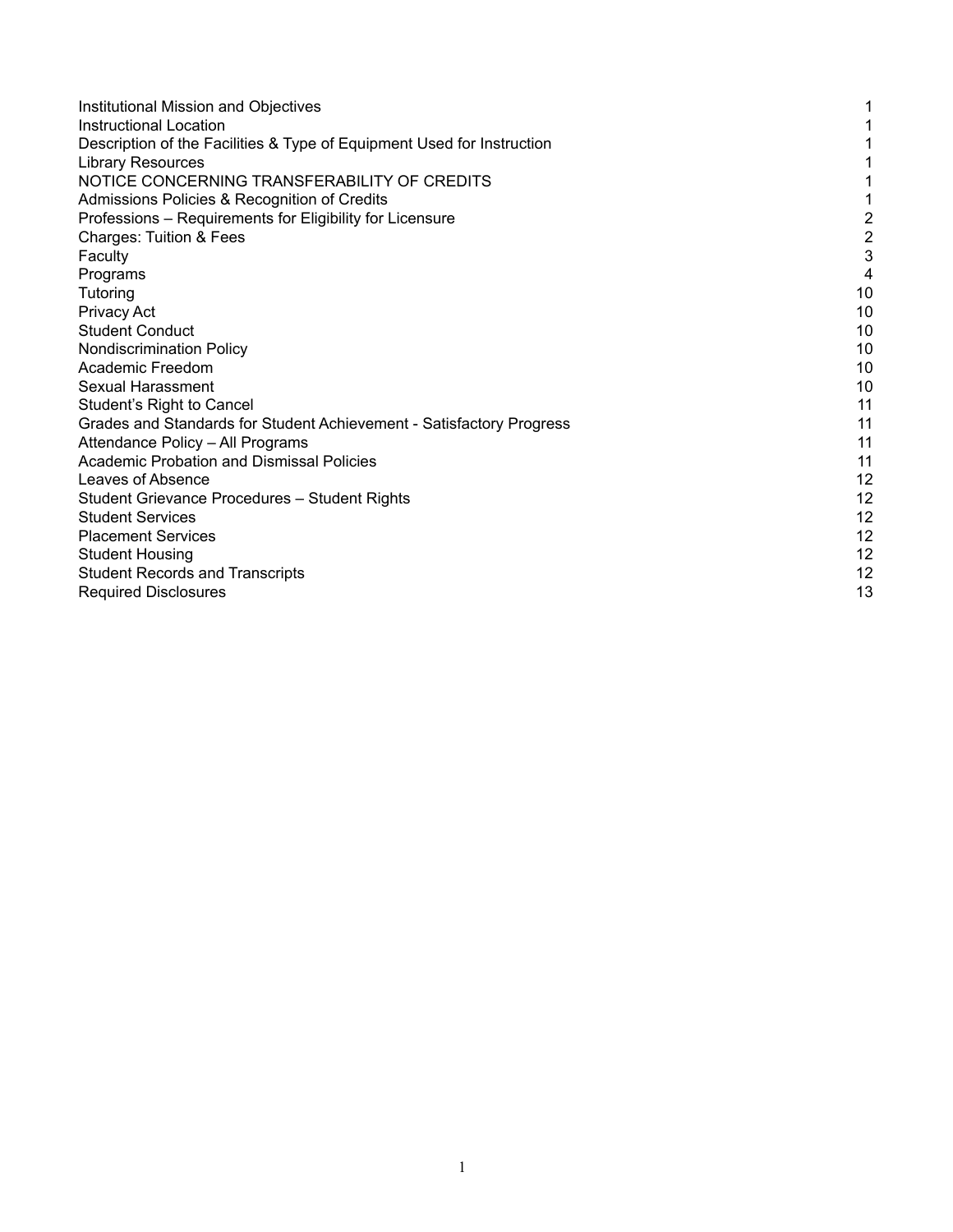| | |
|---|---|
| Institutional Mission and Objectives | 1 |
| Instructional Location | 1 |
| Description of the Facilities & Type of Equipment Used for Instruction | 1 |
| Library Resources | 1 |
| NOTICE CONCERNING TRANSFERABILITY OF CREDITS | 1 |
| Admissions Policies & Recognition of Credits | 1 |
| Professions – Requirements for Eligibility for Licensure | 2 |
| Charges: Tuition & Fees | 2 |
| Faculty | 3 |
| Programs | 4 |
| Tutoring | 10 |
| Privacy Act | 10 |
| Student Conduct | 10 |
| Nondiscrimination Policy | 10 |
| Academic Freedom | 10 |
| Sexual Harassment | 10 |
| Student's Right to Cancel | 11 |
| Grades and Standards for Student Achievement - Satisfactory Progress | 11 |
| Attendance Policy – All Programs | 11 |
| Academic Probation and Dismissal Policies | 11 |
| Leaves of Absence | 12 |
| Student Grievance Procedures – Student Rights | 12 |
| Student Services | 12 |
| Placement Services | 12 |
| Student Housing | 12 |
| Student Records and Transcripts | 12 |
| Required Disclosures | 13 |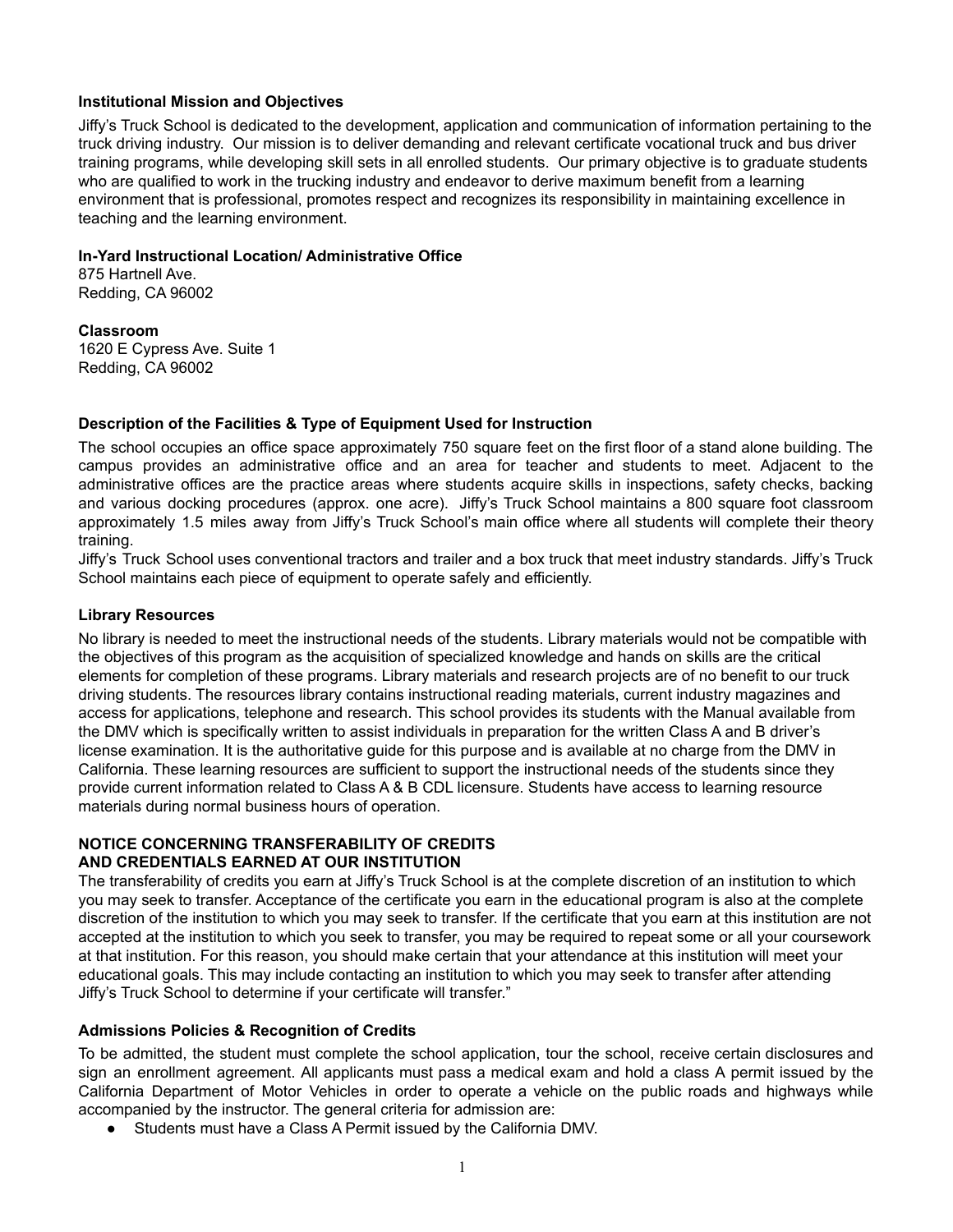**Institutional Mission and Objectives**

Jiffy's Truck School is dedicated to the development, application and communication of information pertaining to the truck driving industry. Our mission is to deliver demanding and relevant certificate vocational truck and bus driver training programs, while developing skill sets in all enrolled students. Our primary objective is to graduate students who are qualified to work in the trucking industry and endeavor to derive maximum benefit from a learning environment that is professional, promotes respect and recognizes its responsibility in maintaining excellence in teaching and the learning environment.

**In-Yard Instructional Location/ Administrative Office**

875 Hartnell Ave.
Redding, CA 96002

**Classroom**

1620 E Cypress Ave. Suite 1
Redding, CA 96002

**Description of the Facilities & Type of Equipment Used for Instruction**

The school occupies an office space approximately 750 square feet on the first floor of a stand alone building. The campus provides an administrative office and an area for teacher and students to meet. Adjacent to the administrative offices are the practice areas where students acquire skills in inspections, safety checks, backing and various docking procedures (approx. one acre). Jiffy's Truck School maintains a 800 square foot classroom approximately 1.5 miles away from Jiffy's Truck School's main office where all students will complete their theory training.

Jiffy's Truck School uses conventional tractors and trailer and a box truck that meet industry standards. Jiffy's Truck School maintains each piece of equipment to operate safely and efficiently.

**Library Resources**

No library is needed to meet the instructional needs of the students. Library materials would not be compatible with the objectives of this program as the acquisition of specialized knowledge and hands on skills are the critical elements for completion of these programs. Library materials and research projects are of no benefit to our truck driving students. The resources library contains instructional reading materials, current industry magazines and access for applications, telephone and research. This school provides its students with the Manual available from the DMV which is specifically written to assist individuals in preparation for the written Class A and B driver's license examination. It is the authoritative guide for this purpose and is available at no charge from the DMV in California. These learning resources are sufficient to support the instructional needs of the students since they provide current information related to Class A & B CDL licensure. Students have access to learning resource materials during normal business hours of operation.

**NOTICE CONCERNING TRANSFERABILITY OF CREDITS AND CREDENTIALS EARNED AT OUR INSTITUTION**

The transferability of credits you earn at Jiffy's Truck School is at the complete discretion of an institution to which you may seek to transfer. Acceptance of the certificate you earn in the educational program is also at the complete discretion of the institution to which you may seek to transfer. If the certificate that you earn at this institution are not accepted at the institution to which you seek to transfer, you may be required to repeat some or all your coursework at that institution. For this reason, you should make certain that your attendance at this institution will meet your educational goals. This may include contacting an institution to which you may seek to transfer after attending Jiffy's Truck School to determine if your certificate will transfer."

**Admissions Policies & Recognition of Credits**

To be admitted, the student must complete the school application, tour the school, receive certain disclosures and sign an enrollment agreement. All applicants must pass a medical exam and hold a class A permit issued by the California Department of Motor Vehicles in order to operate a vehicle on the public roads and highways while accompanied by the instructor. The general criteria for admission are:

- Students must have a Class A Permit issued by the California DMV.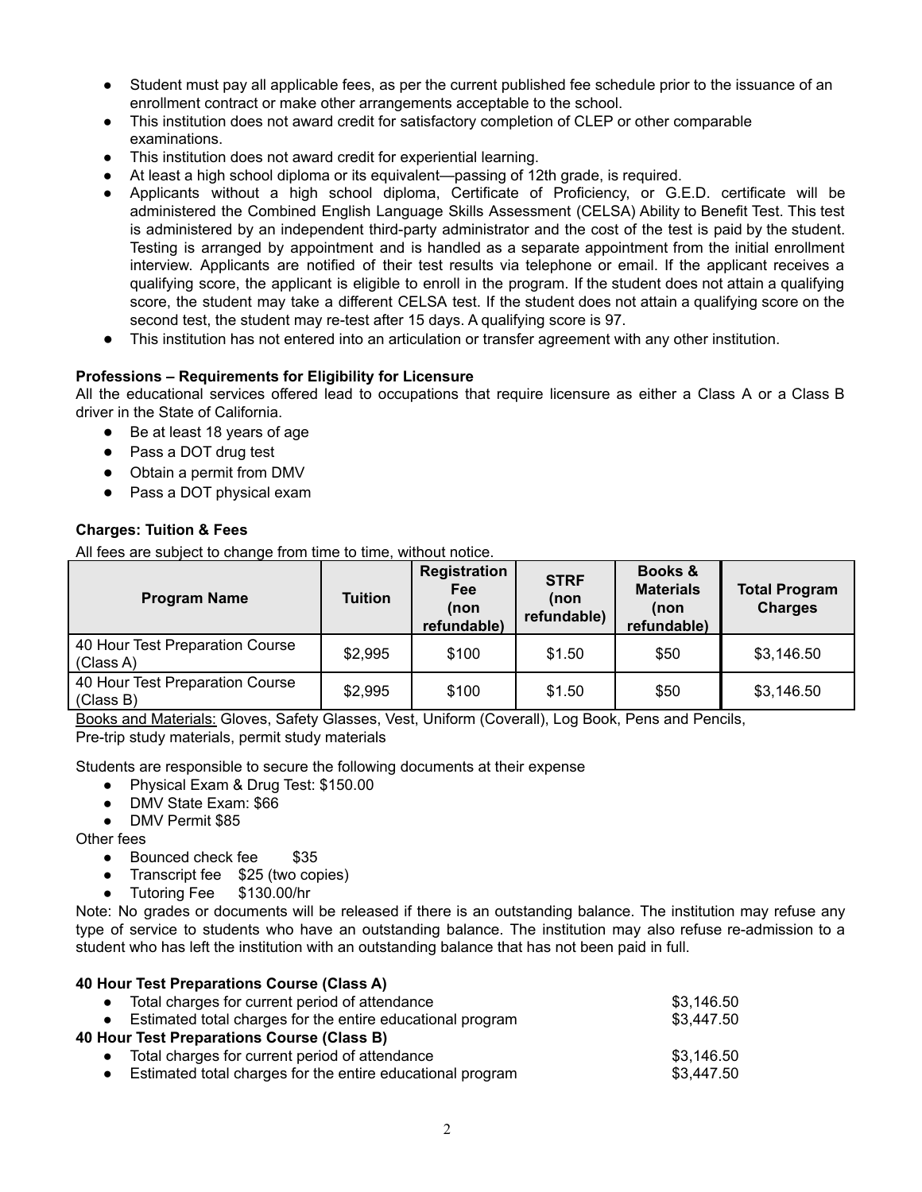- Student must pay all applicable fees, as per the current published fee schedule prior to the issuance of an enrollment contract or make other arrangements acceptable to the school.
- This institution does not award credit for satisfactory completion of CLEP or other comparable examinations.
- This institution does not award credit for experiential learning.
- At least a high school diploma or its equivalent—passing of 12th grade, is required.
- Applicants without a high school diploma, Certificate of Proficiency, or G.E.D. certificate will be administered the Combined English Language Skills Assessment (CELSA) Ability to Benefit Test. This test is administered by an independent third-party administrator and the cost of the test is paid by the student. Testing is arranged by appointment and is handled as a separate appointment from the initial enrollment interview. Applicants are notified of their test results via telephone or email. If the applicant receives a qualifying score, the applicant is eligible to enroll in the program. If the student does not attain a qualifying score, the student may take a different CELSA test. If the student does not attain a qualifying score on the second test, the student may re-test after 15 days. A qualifying score is 97.
- This institution has not entered into an articulation or transfer agreement with any other institution.

**Professions – Requirements for Eligibility for Licensure**

All the educational services offered lead to occupations that require licensure as either a Class A or a Class B driver in the State of California.

- Be at least 18 years of age
- Pass a DOT drug test
- Obtain a permit from DMV
- Pass a DOT physical exam

**Charges: Tuition & Fees**

All fees are subject to change from time to time, without notice.

| Program Name | Tuition | Registration Fee (non refundable) | STRF (non refundable) | Books & Materials (non refundable) | Total Program Charges |
|---|---|---|---|---|---|
| 40 Hour Test Preparation Course (Class A) | $2,995 | $100 | $1.50 | $50 | $3,146.50 |
| 40 Hour Test Preparation Course (Class B) | $2,995 | $100 | $1.50 | $50 | $3,146.50 |

Books and Materials: Gloves, Safety Glasses, Vest, Uniform (Coverall), Log Book, Pens and Pencils, Pre-trip study materials, permit study materials

Students are responsible to secure the following documents at their expense

- Physical Exam & Drug Test: $150.00
- DMV State Exam: $66
- DMV Permit $85

Other fees

- Bounced check fee $35
- Transcript fee $25 (two copies)
- Tutoring Fee $130.00/hr

Note: No grades or documents will be released if there is an outstanding balance. The institution may refuse any type of service to students who have an outstanding balance. The institution may also refuse re-admission to a student who has left the institution with an outstanding balance that has not been paid in full.

**40 Hour Test Preparations Course (Class A)**

- Total charges for current period of attendance $3,146.50
- Estimated total charges for the entire educational program $3,447.50

**40 Hour Test Preparations Course (Class B)**

- Total charges for current period of attendance $3,146.50
- Estimated total charges for the entire educational program $3,447.50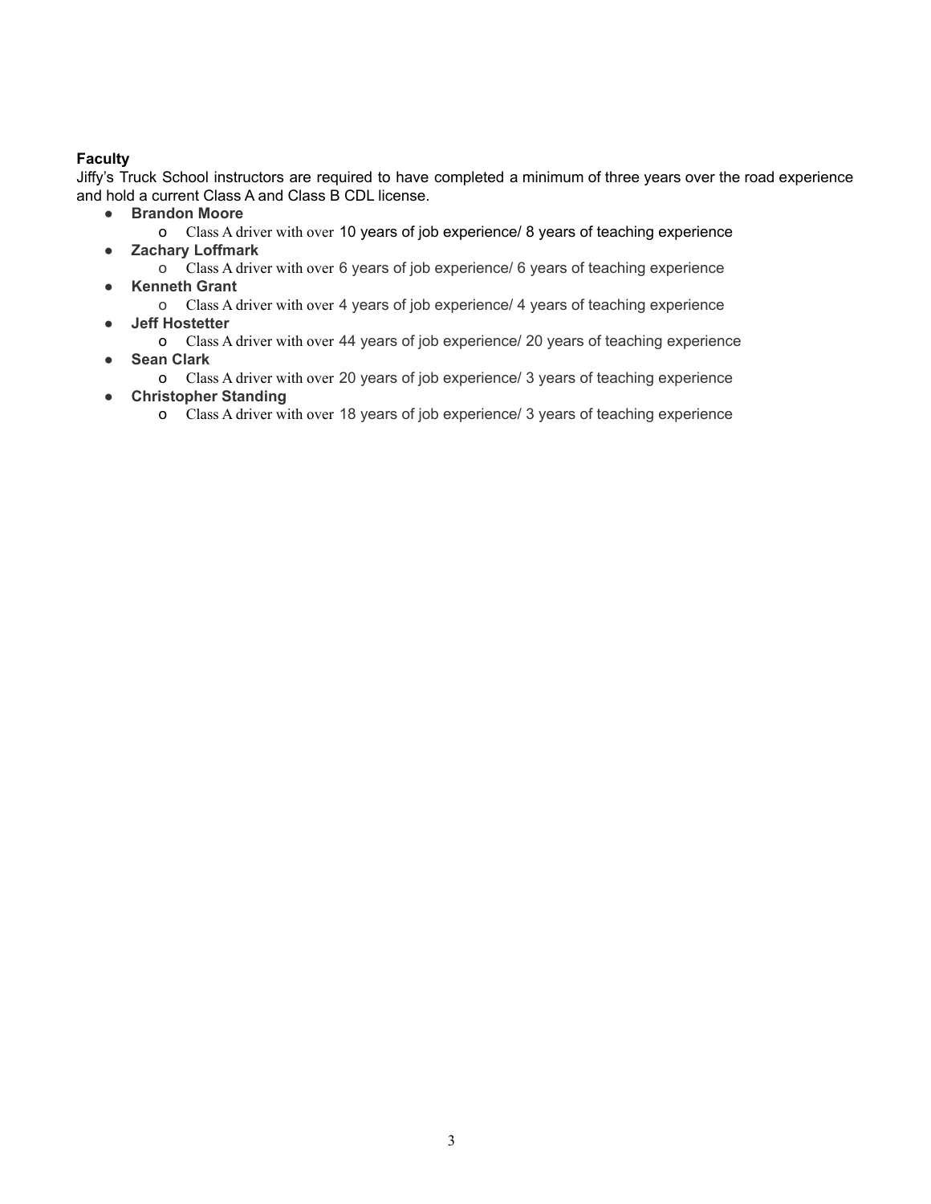**Faculty**

Jiffy's Truck School instructors are required to have completed a minimum of three years over the road experience and hold a current Class A and Class B CDL license.

- **Brandon Moore**
  - Class A driver with over 10 years of job experience/ 8 years of teaching experience
- **Zachary Loffmark**
  - Class A driver with over 6 years of job experience/ 6 years of teaching experience
- **Kenneth Grant**
  - Class A driver with over 4 years of job experience/ 4 years of teaching experience
- **Jeff Hostetter**
  - Class A driver with over 44 years of job experience/ 20 years of teaching experience
- **Sean Clark**
  - Class A driver with over 20 years of job experience/ 3 years of teaching experience
- **Christopher Standing**
  - Class A driver with over 18 years of job experience/ 3 years of teaching experience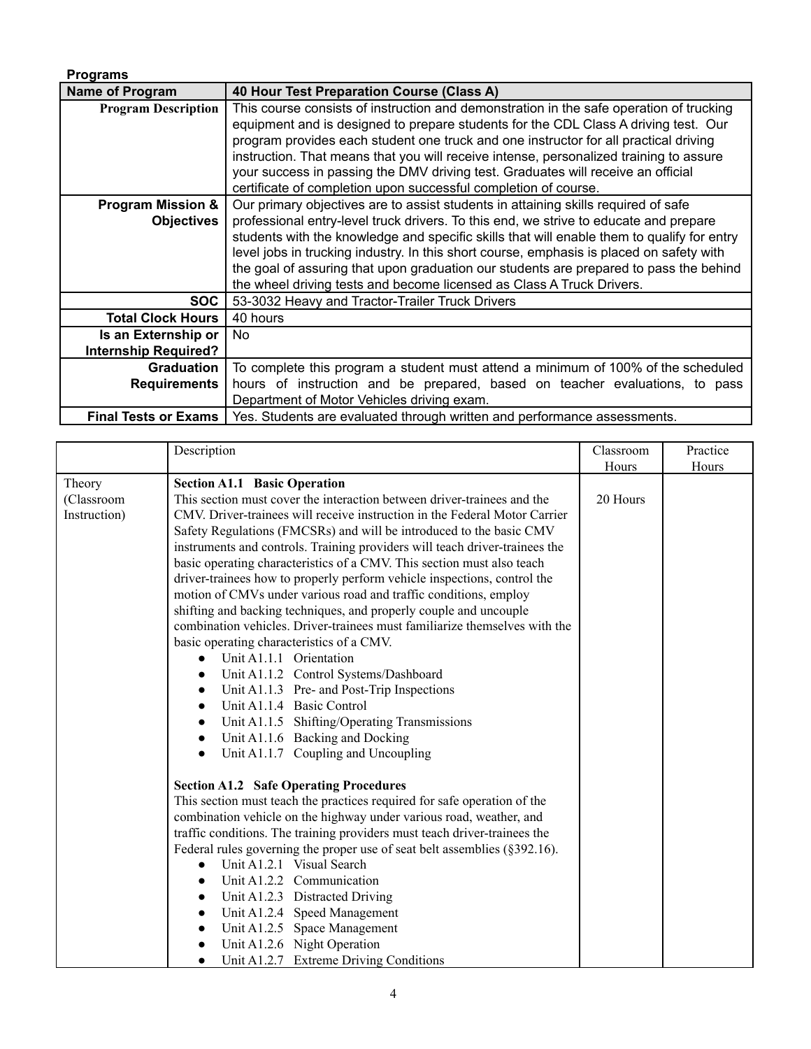**Programs**

| Name of Program | 40 Hour Test Preparation Course (Class A) |
|---|---|
| **Program Description** | This course consists of instruction and demonstration in the safe operation of trucking equipment and is designed to prepare students for the CDL Class A driving test. Our program provides each student one truck and one instructor for all practical driving instruction. That means that you will receive intense, personalized training to assure your success in passing the DMV driving test. Graduates will receive an official certificate of completion upon successful completion of course. |
| **Program Mission & Objectives** | Our primary objectives are to assist students in attaining skills required of safe professional entry-level truck drivers. To this end, we strive to educate and prepare students with the knowledge and specific skills that will enable them to qualify for entry level jobs in trucking industry. In this short course, emphasis is placed on safety with the goal of assuring that upon graduation our students are prepared to pass the behind the wheel driving tests and become licensed as Class A Truck Drivers. |
| **SOC** | 53-3032 Heavy and Tractor-Trailer Truck Drivers |
| **Total Clock Hours** | 40 hours |
| **Is an Externship or Internship Required?** | No |
| **Graduation Requirements** | To complete this program a student must attend a minimum of 100% of the scheduled hours of instruction and be prepared, based on teacher evaluations, to pass Department of Motor Vehicles driving exam. |
| **Final Tests or Exams** | Yes. Students are evaluated through written and performance assessments. |

| | Description | Classroom Hours | Practice Hours |
|---|---|---|---|
| Theory (Classroom Instruction) | **Section A1.1 Basic Operation**<br>This section must cover the interaction between driver-trainees and the CMV. Driver-trainees will receive instruction in the Federal Motor Carrier Safety Regulations (FMCSRs) and will be introduced to the basic CMV instruments and controls. Training providers will teach driver-trainees the basic operating characteristics of a CMV. This section must also teach driver-trainees how to properly perform vehicle inspections, control the motion of CMVs under various road and traffic conditions, employ shifting and backing techniques, and properly couple and uncouple combination vehicles. Driver-trainees must familiarize themselves with the basic operating characteristics of a CMV.<br>● Unit A1.1.1 Orientation<br>● Unit A1.1.2 Control Systems/Dashboard<br>● Unit A1.1.3 Pre- and Post-Trip Inspections<br>● Unit A1.1.4 Basic Control<br>● Unit A1.1.5 Shifting/Operating Transmissions<br>● Unit A1.1.6 Backing and Docking<br>● Unit A1.1.7 Coupling and Uncoupling<br><br>**Section A1.2 Safe Operating Procedures**<br>This section must teach the practices required for safe operation of the combination vehicle on the highway under various road, weather, and traffic conditions. The training providers must teach driver-trainees the Federal rules governing the proper use of seat belt assemblies (§392.16).<br>● Unit A1.2.1 Visual Search<br>● Unit A1.2.2 Communication<br>● Unit A1.2.3 Distracted Driving<br>● Unit A1.2.4 Speed Management<br>● Unit A1.2.5 Space Management<br>● Unit A1.2.6 Night Operation<br>● Unit A1.2.7 Extreme Driving Conditions | 20 Hours | |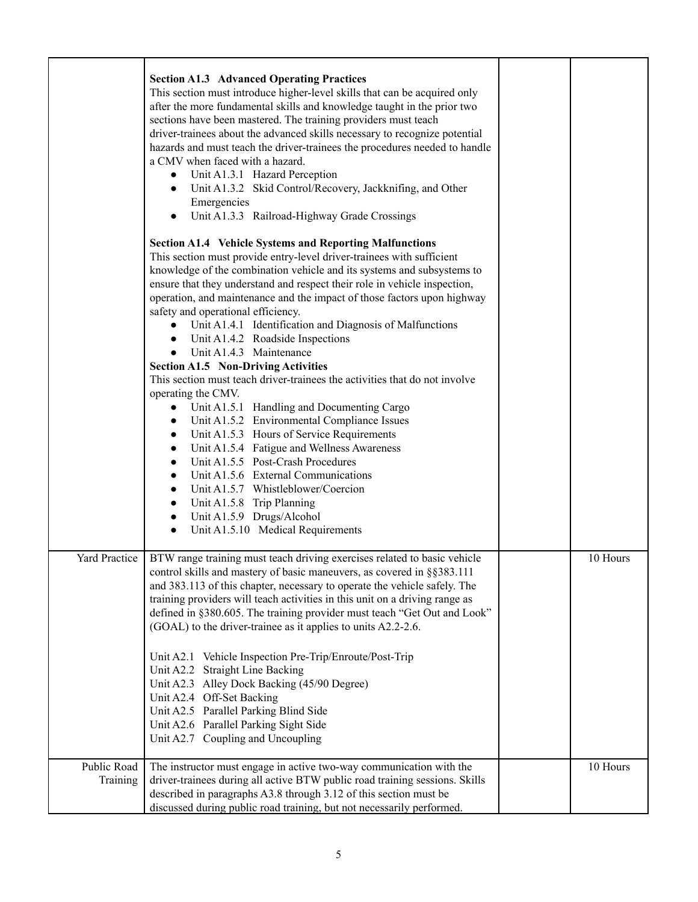| | | | |
|---|---|---|---|
| | **Section A1.3 Advanced Operating Practices**<br>This section must introduce higher-level skills that can be acquired only after the more fundamental skills and knowledge taught in the prior two sections have been mastered. The training providers must teach driver-trainees about the advanced skills necessary to recognize potential hazards and must teach the driver-trainees the procedures needed to handle a CMV when faced with a hazard.<br>● Unit A1.3.1 Hazard Perception<br>● Unit A1.3.2 Skid Control/Recovery, Jackknifing, and Other Emergencies<br>● Unit A1.3.3 Railroad-Highway Grade Crossings<br><br>**Section A1.4 Vehicle Systems and Reporting Malfunctions**<br>This section must provide entry-level driver-trainees with sufficient knowledge of the combination vehicle and its systems and subsystems to ensure that they understand and respect their role in vehicle inspection, operation, and maintenance and the impact of those factors upon highway safety and operational efficiency.<br>● Unit A1.4.1 Identification and Diagnosis of Malfunctions<br>● Unit A1.4.2 Roadside Inspections<br>● Unit A1.4.3 Maintenance<br>**Section A1.5 Non-Driving Activities**<br>This section must teach driver-trainees the activities that do not involve operating the CMV.<br>● Unit A1.5.1 Handling and Documenting Cargo<br>● Unit A1.5.2 Environmental Compliance Issues<br>● Unit A1.5.3 Hours of Service Requirements<br>● Unit A1.5.4 Fatigue and Wellness Awareness<br>● Unit A1.5.5 Post-Crash Procedures<br>● Unit A1.5.6 External Communications<br>● Unit A1.5.7 Whistleblower/Coercion<br>● Unit A1.5.8 Trip Planning<br>● Unit A1.5.9 Drugs/Alcohol<br>● Unit A1.5.10 Medical Requirements | | |
| Yard Practice | BTW range training must teach driving exercises related to basic vehicle control skills and mastery of basic maneuvers, as covered in §§383.111 and 383.113 of this chapter, necessary to operate the vehicle safely. The training providers will teach activities in this unit on a driving range as defined in §380.605. The training provider must teach "Get Out and Look" (GOAL) to the driver-trainee as it applies to units A2.2-2.6.<br><br>Unit A2.1 Vehicle Inspection Pre-Trip/Enroute/Post-Trip<br>Unit A2.2 Straight Line Backing<br>Unit A2.3 Alley Dock Backing (45/90 Degree)<br>Unit A2.4 Off-Set Backing<br>Unit A2.5 Parallel Parking Blind Side<br>Unit A2.6 Parallel Parking Sight Side<br>Unit A2.7 Coupling and Uncoupling | | 10 Hours |
| Public Road Training | The instructor must engage in active two-way communication with the driver-trainees during all active BTW public road training sessions. Skills described in paragraphs A3.8 through 3.12 of this section must be discussed during public road training, but not necessarily performed. | | 10 Hours |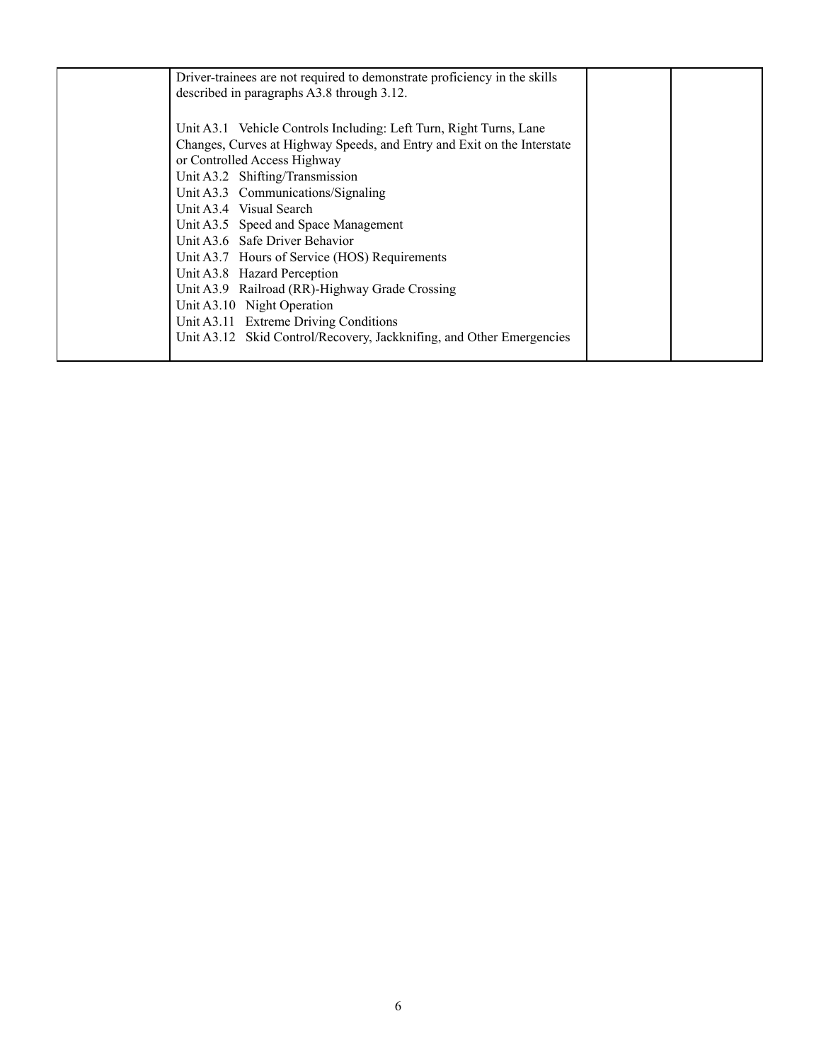|  | Driver-trainees are not required to demonstrate proficiency in the skills described in paragraphs A3.8 through 3.12.<br><br>Unit A3.1 Vehicle Controls Including: Left Turn, Right Turns, Lane Changes, Curves at Highway Speeds, and Entry and Exit on the Interstate or Controlled Access Highway<br>Unit A3.2 Shifting/Transmission<br>Unit A3.3 Communications/Signaling<br>Unit A3.4 Visual Search<br>Unit A3.5 Speed and Space Management<br>Unit A3.6 Safe Driver Behavior<br>Unit A3.7 Hours of Service (HOS) Requirements<br>Unit A3.8 Hazard Perception<br>Unit A3.9 Railroad (RR)-Highway Grade Crossing<br>Unit A3.10 Night Operation<br>Unit A3.11 Extreme Driving Conditions<br>Unit A3.12 Skid Control/Recovery, Jackknifing, and Other Emergencies |  |  |
|---|---|---|---|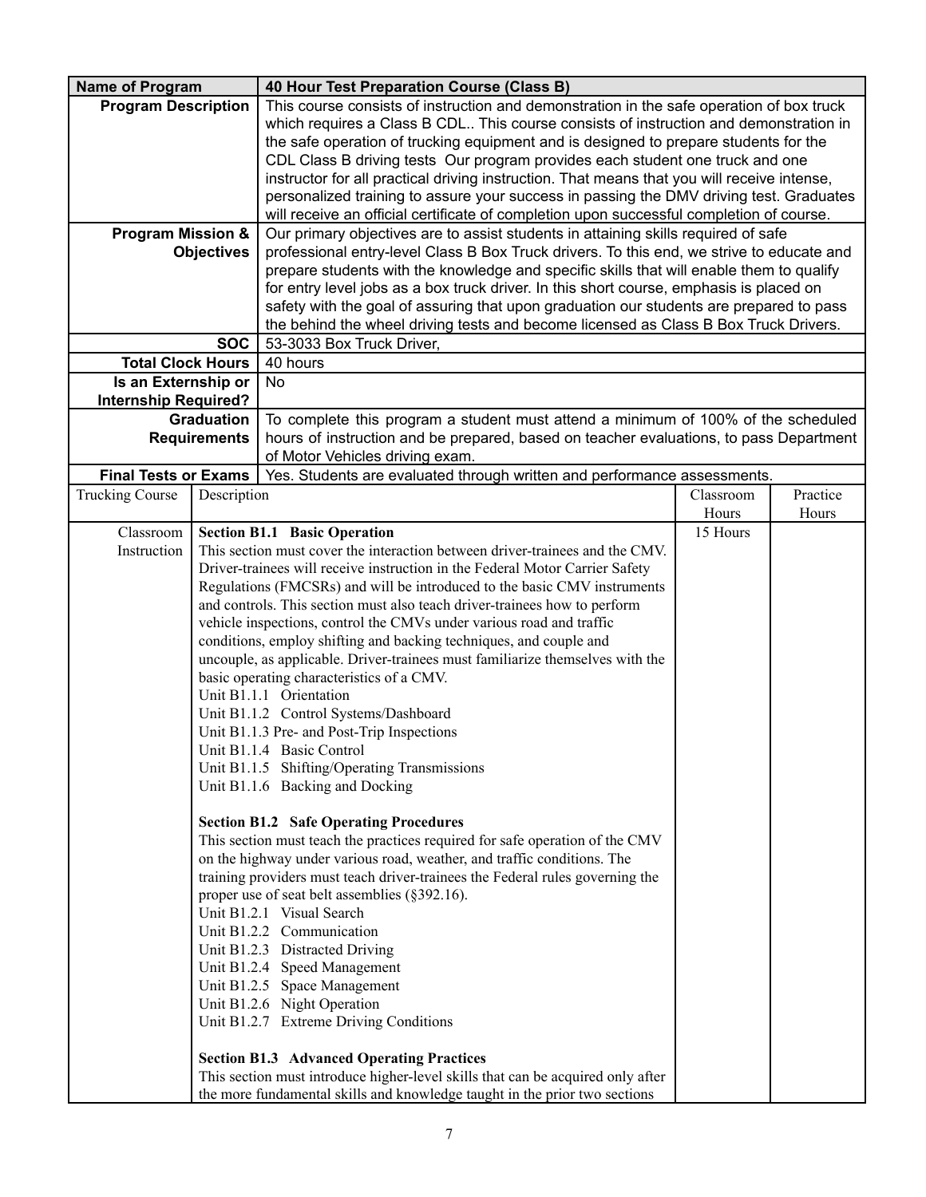| Name of Program | 40 Hour Test Preparation Course (Class B) |
|---|---|
| Program Description | This course consists of instruction and demonstration in the safe operation of box truck which requires a Class B CDL.. This course consists of instruction and demonstration in the safe operation of trucking equipment and is designed to prepare students for the CDL Class B driving tests Our program provides each student one truck and one instructor for all practical driving instruction. That means that you will receive intense, personalized training to assure your success in passing the DMV driving test. Graduates will receive an official certificate of completion upon successful completion of course. |
| Program Mission & Objectives | Our primary objectives are to assist students in attaining skills required of safe professional entry-level Class B Box Truck drivers. To this end, we strive to educate and prepare students with the knowledge and specific skills that will enable them to qualify for entry level jobs as a box truck driver. In this short course, emphasis is placed on safety with the goal of assuring that upon graduation our students are prepared to pass the behind the wheel driving tests and become licensed as Class B Box Truck Drivers. |
| SOC | 53-3033 Box Truck Driver, |
| Total Clock Hours | 40 hours |
| Is an Externship or Internship Required? | No |
| Graduation Requirements | To complete this program a student must attend a minimum of 100% of the scheduled hours of instruction and be prepared, based on teacher evaluations, to pass Department of Motor Vehicles driving exam. |
| Final Tests or Exams | Yes. Students are evaluated through written and performance assessments. |

| Trucking Course | Description | Classroom Hours | Practice Hours |
|---|---|---|---|
| Classroom Instruction | **Section B1.1 Basic Operation**<br>This section must cover the interaction between driver-trainees and the CMV. Driver-trainees will receive instruction in the Federal Motor Carrier Safety Regulations (FMCSRs) and will be introduced to the basic CMV instruments and controls. This section must also teach driver-trainees how to perform vehicle inspections, control the CMVs under various road and traffic conditions, employ shifting and backing techniques, and couple and uncouple, as applicable. Driver-trainees must familiarize themselves with the basic operating characteristics of a CMV.<br>Unit B1.1.1 Orientation<br>Unit B1.1.2 Control Systems/Dashboard<br>Unit B1.1.3 Pre- and Post-Trip Inspections<br>Unit B1.1.4 Basic Control<br>Unit B1.1.5 Shifting/Operating Transmissions<br>Unit B1.1.6 Backing and Docking<br><br>**Section B1.2 Safe Operating Procedures**<br>This section must teach the practices required for safe operation of the CMV on the highway under various road, weather, and traffic conditions. The training providers must teach driver-trainees the Federal rules governing the proper use of seat belt assemblies (§392.16).<br>Unit B1.2.1 Visual Search<br>Unit B1.2.2 Communication<br>Unit B1.2.3 Distracted Driving<br>Unit B1.2.4 Speed Management<br>Unit B1.2.5 Space Management<br>Unit B1.2.6 Night Operation<br>Unit B1.2.7 Extreme Driving Conditions<br><br>**Section B1.3 Advanced Operating Practices**<br>This section must introduce higher-level skills that can be acquired only after the more fundamental skills and knowledge taught in the prior two sections | 15 Hours | |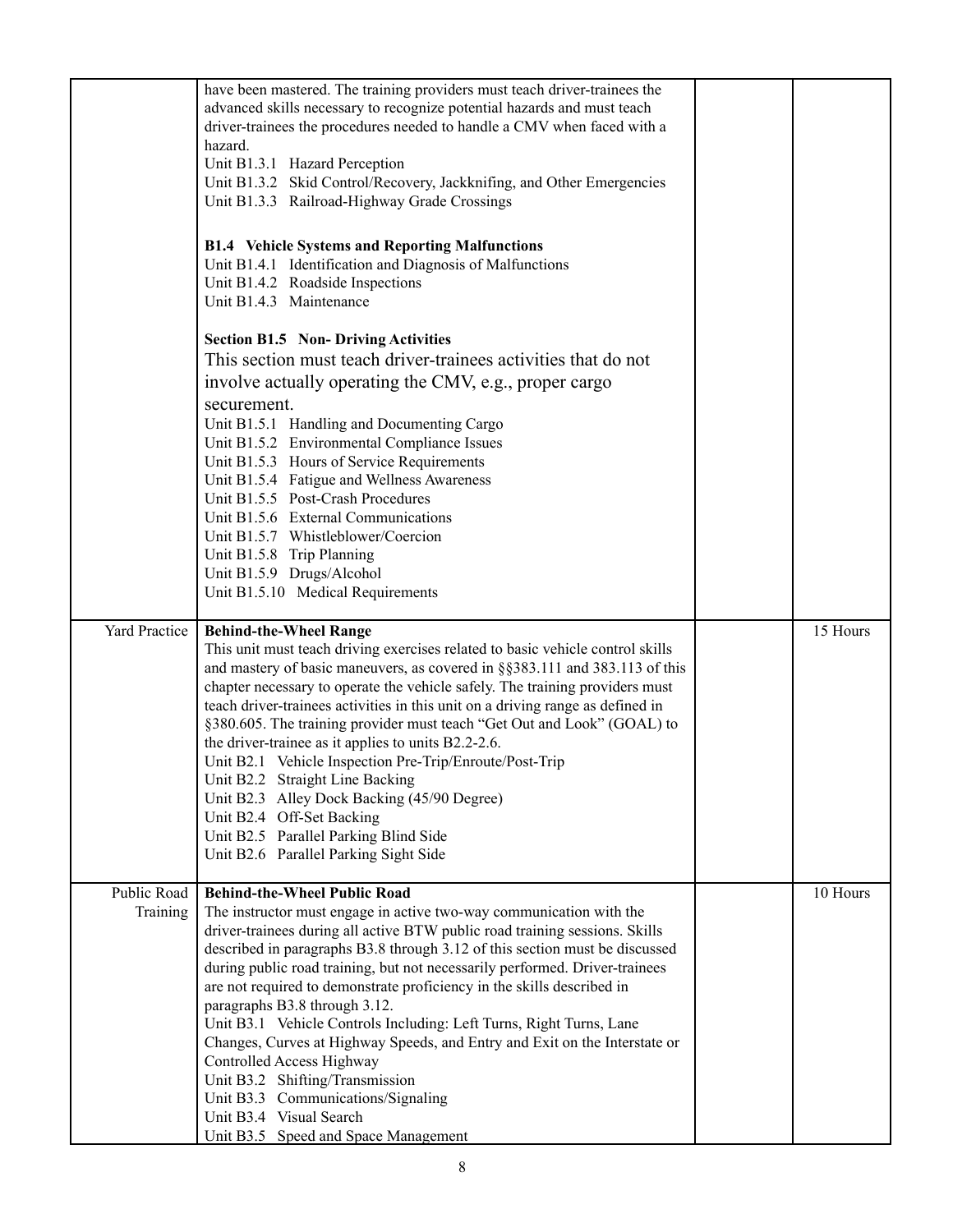| | | | |
|---|---|---|---|
| | have been mastered. The training providers must teach driver-trainees the advanced skills necessary to recognize potential hazards and must teach driver-trainees the procedures needed to handle a CMV when faced with a hazard.<br>Unit B1.3.1 Hazard Perception<br>Unit B1.3.2 Skid Control/Recovery, Jackknifing, and Other Emergencies<br>Unit B1.3.3 Railroad-Highway Grade Crossings<br><br>**B1.4 Vehicle Systems and Reporting Malfunctions**<br>Unit B1.4.1 Identification and Diagnosis of Malfunctions<br>Unit B1.4.2 Roadside Inspections<br>Unit B1.4.3 Maintenance<br><br>**Section B1.5 Non- Driving Activities**<br>This section must teach driver-trainees activities that do not involve actually operating the CMV, e.g., proper cargo securement.<br>Unit B1.5.1 Handling and Documenting Cargo<br>Unit B1.5.2 Environmental Compliance Issues<br>Unit B1.5.3 Hours of Service Requirements<br>Unit B1.5.4 Fatigue and Wellness Awareness<br>Unit B1.5.5 Post-Crash Procedures<br>Unit B1.5.6 External Communications<br>Unit B1.5.7 Whistleblower/Coercion<br>Unit B1.5.8 Trip Planning<br>Unit B1.5.9 Drugs/Alcohol<br>Unit B1.5.10 Medical Requirements | | |
| Yard Practice | **Behind-the-Wheel Range**<br>This unit must teach driving exercises related to basic vehicle control skills and mastery of basic maneuvers, as covered in §§383.111 and 383.113 of this chapter necessary to operate the vehicle safely. The training providers must teach driver-trainees activities in this unit on a driving range as defined in §380.605. The training provider must teach "Get Out and Look" (GOAL) to the driver-trainee as it applies to units B2.2-2.6.<br>Unit B2.1 Vehicle Inspection Pre-Trip/Enroute/Post-Trip<br>Unit B2.2 Straight Line Backing<br>Unit B2.3 Alley Dock Backing (45/90 Degree)<br>Unit B2.4 Off-Set Backing<br>Unit B2.5 Parallel Parking Blind Side<br>Unit B2.6 Parallel Parking Sight Side | | 15 Hours |
| Public Road Training | **Behind-the-Wheel Public Road**<br>The instructor must engage in active two-way communication with the driver-trainees during all active BTW public road training sessions. Skills described in paragraphs B3.8 through 3.12 of this section must be discussed during public road training, but not necessarily performed. Driver-trainees are not required to demonstrate proficiency in the skills described in paragraphs B3.8 through 3.12.<br>Unit B3.1 Vehicle Controls Including: Left Turns, Right Turns, Lane Changes, Curves at Highway Speeds, and Entry and Exit on the Interstate or Controlled Access Highway<br>Unit B3.2 Shifting/Transmission<br>Unit B3.3 Communications/Signaling<br>Unit B3.4 Visual Search<br>Unit B3.5 Speed and Space Management | | 10 Hours |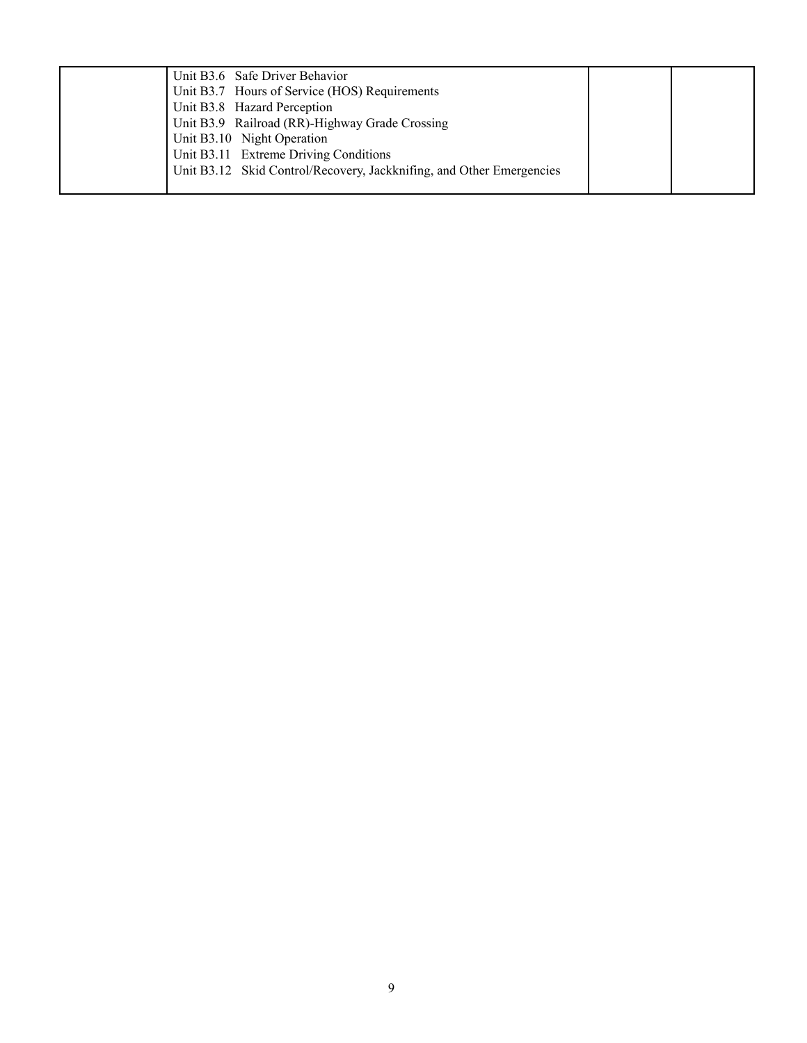| | | | |
|---|---|---|---|
| | Unit B3.6 Safe Driver Behavior<br>Unit B3.7 Hours of Service (HOS) Requirements<br>Unit B3.8 Hazard Perception<br>Unit B3.9 Railroad (RR)-Highway Grade Crossing<br>Unit B3.10 Night Operation<br>Unit B3.11 Extreme Driving Conditions<br>Unit B3.12 Skid Control/Recovery, Jackknifing, and Other Emergencies | | |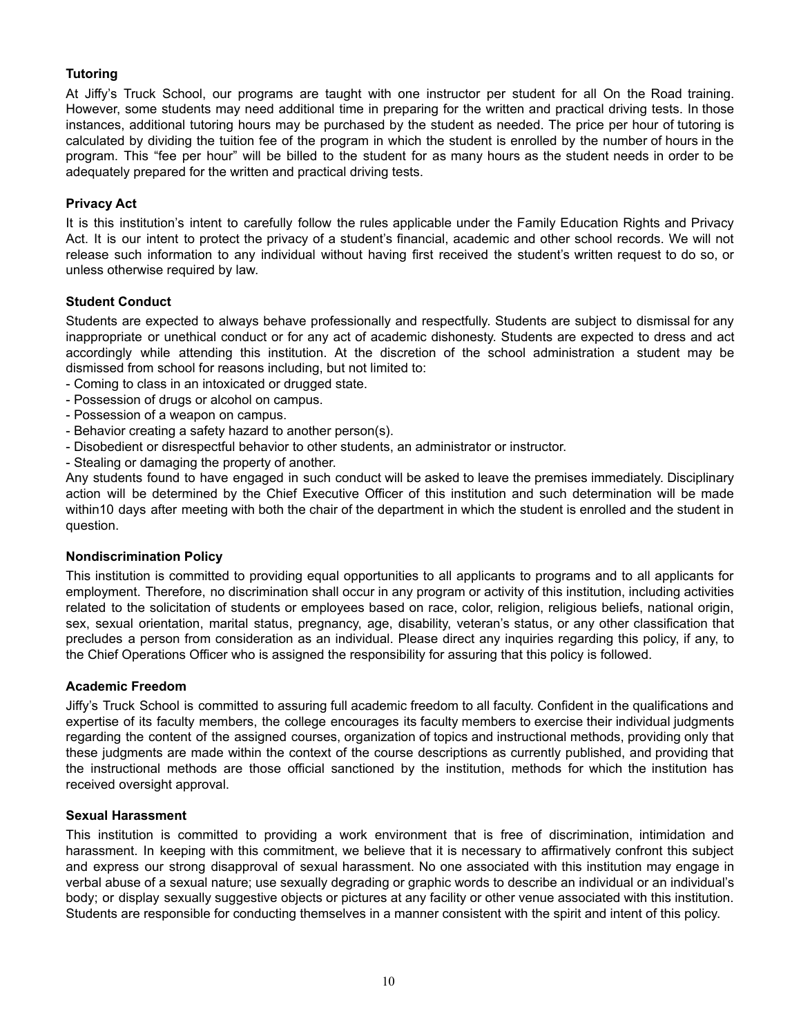**Tutoring**

At Jiffy's Truck School, our programs are taught with one instructor per student for all On the Road training. However, some students may need additional time in preparing for the written and practical driving tests. In those instances, additional tutoring hours may be purchased by the student as needed. The price per hour of tutoring is calculated by dividing the tuition fee of the program in which the student is enrolled by the number of hours in the program. This "fee per hour" will be billed to the student for as many hours as the student needs in order to be adequately prepared for the written and practical driving tests.

**Privacy Act**

It is this institution's intent to carefully follow the rules applicable under the Family Education Rights and Privacy Act. It is our intent to protect the privacy of a student's financial, academic and other school records. We will not release such information to any individual without having first received the student's written request to do so, or unless otherwise required by law.

**Student Conduct**

Students are expected to always behave professionally and respectfully. Students are subject to dismissal for any inappropriate or unethical conduct or for any act of academic dishonesty. Students are expected to dress and act accordingly while attending this institution. At the discretion of the school administration a student may be dismissed from school for reasons including, but not limited to:

- Coming to class in an intoxicated or drugged state.
- Possession of drugs or alcohol on campus.
- Possession of a weapon on campus.
- Behavior creating a safety hazard to another person(s).
- Disobedient or disrespectful behavior to other students, an administrator or instructor.
- Stealing or damaging the property of another.

Any students found to have engaged in such conduct will be asked to leave the premises immediately. Disciplinary action will be determined by the Chief Executive Officer of this institution and such determination will be made within10 days after meeting with both the chair of the department in which the student is enrolled and the student in question.

**Nondiscrimination Policy**

This institution is committed to providing equal opportunities to all applicants to programs and to all applicants for employment. Therefore, no discrimination shall occur in any program or activity of this institution, including activities related to the solicitation of students or employees based on race, color, religion, religious beliefs, national origin, sex, sexual orientation, marital status, pregnancy, age, disability, veteran's status, or any other classification that precludes a person from consideration as an individual. Please direct any inquiries regarding this policy, if any, to the Chief Operations Officer who is assigned the responsibility for assuring that this policy is followed.

**Academic Freedom**

Jiffy's Truck School is committed to assuring full academic freedom to all faculty. Confident in the qualifications and expertise of its faculty members, the college encourages its faculty members to exercise their individual judgments regarding the content of the assigned courses, organization of topics and instructional methods, providing only that these judgments are made within the context of the course descriptions as currently published, and providing that the instructional methods are those official sanctioned by the institution, methods for which the institution has received oversight approval.

**Sexual Harassment**

This institution is committed to providing a work environment that is free of discrimination, intimidation and harassment. In keeping with this commitment, we believe that it is necessary to affirmatively confront this subject and express our strong disapproval of sexual harassment. No one associated with this institution may engage in verbal abuse of a sexual nature; use sexually degrading or graphic words to describe an individual or an individual's body; or display sexually suggestive objects or pictures at any facility or other venue associated with this institution. Students are responsible for conducting themselves in a manner consistent with the spirit and intent of this policy.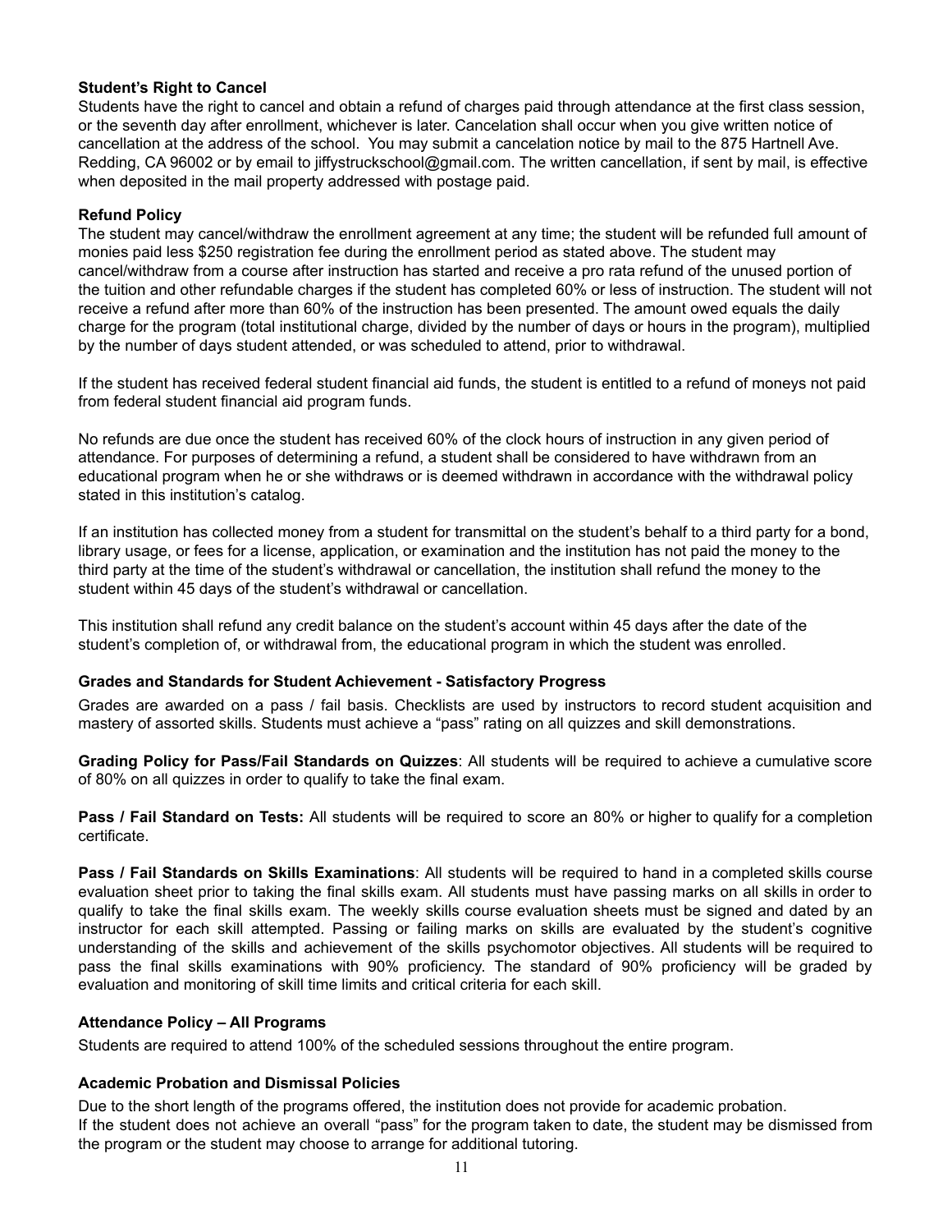**Student's Right to Cancel**

Students have the right to cancel and obtain a refund of charges paid through attendance at the first class session, or the seventh day after enrollment, whichever is later. Cancelation shall occur when you give written notice of cancellation at the address of the school. You may submit a cancelation notice by mail to the 875 Hartnell Ave. Redding, CA 96002 or by email to jiffystruckschool@gmail.com. The written cancellation, if sent by mail, is effective when deposited in the mail property addressed with postage paid.

**Refund Policy**

The student may cancel/withdraw the enrollment agreement at any time; the student will be refunded full amount of monies paid less $250 registration fee during the enrollment period as stated above. The student may cancel/withdraw from a course after instruction has started and receive a pro rata refund of the unused portion of the tuition and other refundable charges if the student has completed 60% or less of instruction. The student will not receive a refund after more than 60% of the instruction has been presented. The amount owed equals the daily charge for the program (total institutional charge, divided by the number of days or hours in the program), multiplied by the number of days student attended, or was scheduled to attend, prior to withdrawal.

If the student has received federal student financial aid funds, the student is entitled to a refund of moneys not paid from federal student financial aid program funds.

No refunds are due once the student has received 60% of the clock hours of instruction in any given period of attendance. For purposes of determining a refund, a student shall be considered to have withdrawn from an educational program when he or she withdraws or is deemed withdrawn in accordance with the withdrawal policy stated in this institution's catalog.

If an institution has collected money from a student for transmittal on the student's behalf to a third party for a bond, library usage, or fees for a license, application, or examination and the institution has not paid the money to the third party at the time of the student's withdrawal or cancellation, the institution shall refund the money to the student within 45 days of the student's withdrawal or cancellation.

This institution shall refund any credit balance on the student's account within 45 days after the date of the student's completion of, or withdrawal from, the educational program in which the student was enrolled.

**Grades and Standards for Student Achievement - Satisfactory Progress**

Grades are awarded on a pass / fail basis. Checklists are used by instructors to record student acquisition and mastery of assorted skills. Students must achieve a "pass" rating on all quizzes and skill demonstrations.

**Grading Policy for Pass/Fail Standards on Quizzes**: All students will be required to achieve a cumulative score of 80% on all quizzes in order to qualify to take the final exam.

**Pass / Fail Standard on Tests:** All students will be required to score an 80% or higher to qualify for a completion certificate.

**Pass / Fail Standards on Skills Examinations**: All students will be required to hand in a completed skills course evaluation sheet prior to taking the final skills exam. All students must have passing marks on all skills in order to qualify to take the final skills exam. The weekly skills course evaluation sheets must be signed and dated by an instructor for each skill attempted. Passing or failing marks on skills are evaluated by the student's cognitive understanding of the skills and achievement of the skills psychomotor objectives. All students will be required to pass the final skills examinations with 90% proficiency. The standard of 90% proficiency will be graded by evaluation and monitoring of skill time limits and critical criteria for each skill.

**Attendance Policy – All Programs**

Students are required to attend 100% of the scheduled sessions throughout the entire program.

**Academic Probation and Dismissal Policies**

Due to the short length of the programs offered, the institution does not provide for academic probation.
If the student does not achieve an overall "pass" for the program taken to date, the student may be dismissed from the program or the student may choose to arrange for additional tutoring.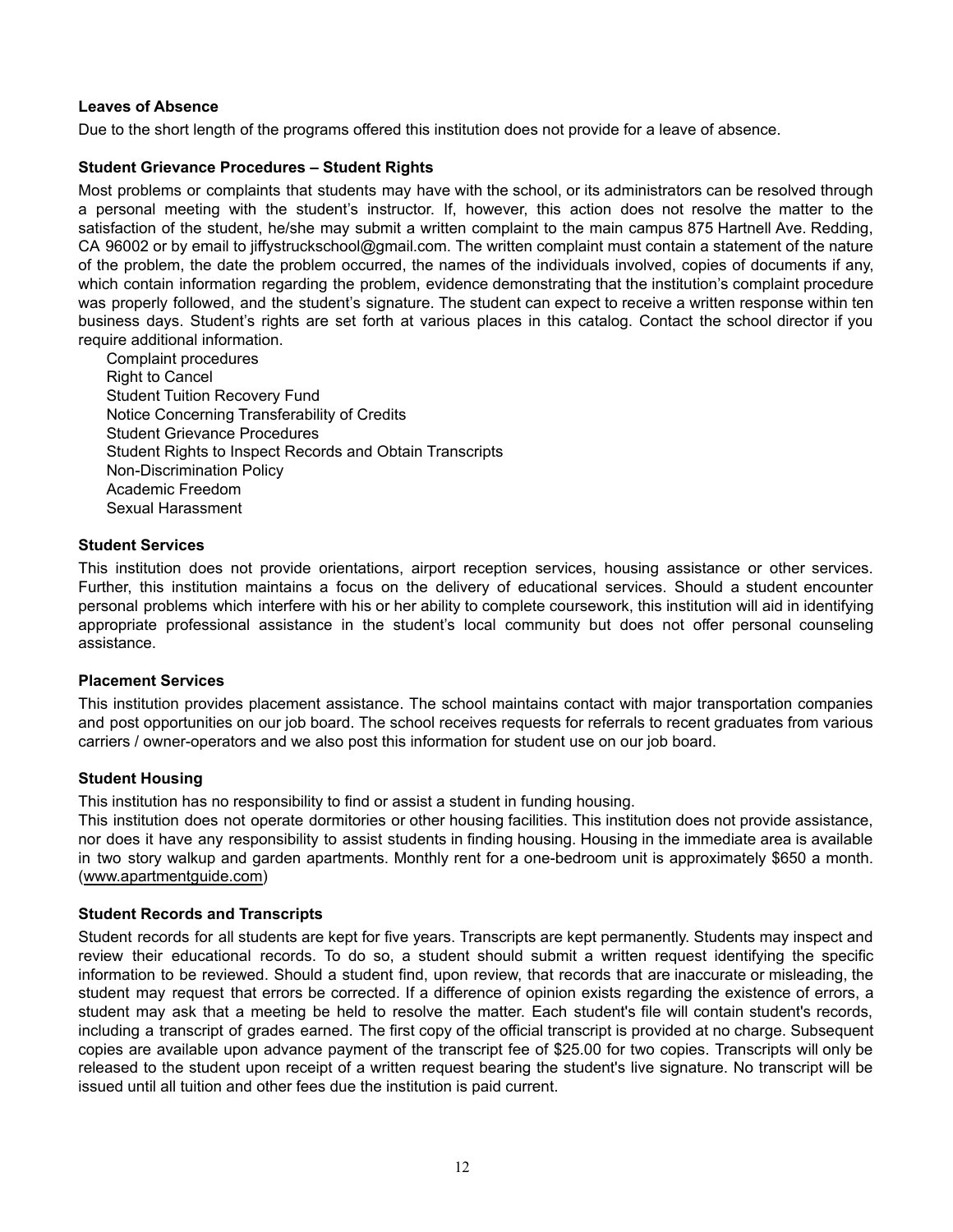**Leaves of Absence**

Due to the short length of the programs offered this institution does not provide for a leave of absence.

**Student Grievance Procedures – Student Rights**

Most problems or complaints that students may have with the school, or its administrators can be resolved through a personal meeting with the student's instructor. If, however, this action does not resolve the matter to the satisfaction of the student, he/she may submit a written complaint to the main campus 875 Hartnell Ave. Redding, CA 96002 or by email to jiffystruckschool@gmail.com. The written complaint must contain a statement of the nature of the problem, the date the problem occurred, the names of the individuals involved, copies of documents if any, which contain information regarding the problem, evidence demonstrating that the institution's complaint procedure was properly followed, and the student's signature. The student can expect to receive a written response within ten business days. Student's rights are set forth at various places in this catalog. Contact the school director if you require additional information.

- Complaint procedures
- Right to Cancel
- Student Tuition Recovery Fund
- Notice Concerning Transferability of Credits
- Student Grievance Procedures
- Student Rights to Inspect Records and Obtain Transcripts
- Non-Discrimination Policy
- Academic Freedom
- Sexual Harassment

**Student Services**

This institution does not provide orientations, airport reception services, housing assistance or other services. Further, this institution maintains a focus on the delivery of educational services. Should a student encounter personal problems which interfere with his or her ability to complete coursework, this institution will aid in identifying appropriate professional assistance in the student's local community but does not offer personal counseling assistance.

**Placement Services**

This institution provides placement assistance. The school maintains contact with major transportation companies and post opportunities on our job board. The school receives requests for referrals to recent graduates from various carriers / owner-operators and we also post this information for student use on our job board.

**Student Housing**

This institution has no responsibility to find or assist a student in funding housing.
This institution does not operate dormitories or other housing facilities. This institution does not provide assistance, nor does it have any responsibility to assist students in finding housing. Housing in the immediate area is available in two story walkup and garden apartments. Monthly rent for a one-bedroom unit is approximately $650 a month. (www.apartmentguide.com)

**Student Records and Transcripts**

Student records for all students are kept for five years. Transcripts are kept permanently. Students may inspect and review their educational records. To do so, a student should submit a written request identifying the specific information to be reviewed. Should a student find, upon review, that records that are inaccurate or misleading, the student may request that errors be corrected. If a difference of opinion exists regarding the existence of errors, a student may ask that a meeting be held to resolve the matter. Each student's file will contain student's records, including a transcript of grades earned. The first copy of the official transcript is provided at no charge. Subsequent copies are available upon advance payment of the transcript fee of $25.00 for two copies. Transcripts will only be released to the student upon receipt of a written request bearing the student's live signature. No transcript will be issued until all tuition and other fees due the institution is paid current.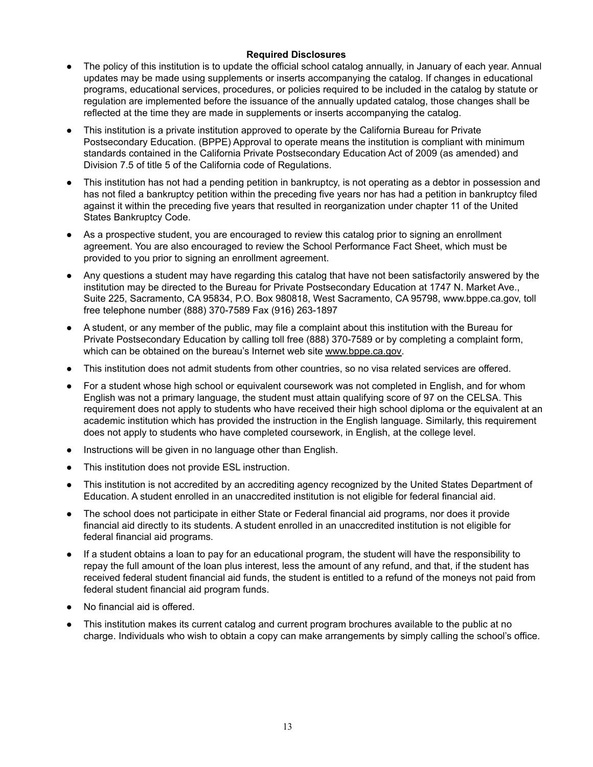## Required Disclosures

- The policy of this institution is to update the official school catalog annually, in January of each year. Annual updates may be made using supplements or inserts accompanying the catalog. If changes in educational programs, educational services, procedures, or policies required to be included in the catalog by statute or regulation are implemented before the issuance of the annually updated catalog, those changes shall be reflected at the time they are made in supplements or inserts accompanying the catalog.
- This institution is a private institution approved to operate by the California Bureau for Private Postsecondary Education. (BPPE) Approval to operate means the institution is compliant with minimum standards contained in the California Private Postsecondary Education Act of 2009 (as amended) and Division 7.5 of title 5 of the California code of Regulations.
- This institution has not had a pending petition in bankruptcy, is not operating as a debtor in possession and has not filed a bankruptcy petition within the preceding five years nor has had a petition in bankruptcy filed against it within the preceding five years that resulted in reorganization under chapter 11 of the United States Bankruptcy Code.
- As a prospective student, you are encouraged to review this catalog prior to signing an enrollment agreement. You are also encouraged to review the School Performance Fact Sheet, which must be provided to you prior to signing an enrollment agreement.
- Any questions a student may have regarding this catalog that have not been satisfactorily answered by the institution may be directed to the Bureau for Private Postsecondary Education at 1747 N. Market Ave., Suite 225, Sacramento, CA 95834, P.O. Box 980818, West Sacramento, CA 95798, www.bppe.ca.gov, toll free telephone number (888) 370-7589 Fax (916) 263-1897
- A student, or any member of the public, may file a complaint about this institution with the Bureau for Private Postsecondary Education by calling toll free (888) 370-7589 or by completing a complaint form, which can be obtained on the bureau's Internet web site www.bppe.ca.gov.
- This institution does not admit students from other countries, so no visa related services are offered.
- For a student whose high school or equivalent coursework was not completed in English, and for whom English was not a primary language, the student must attain qualifying score of 97 on the CELSA. This requirement does not apply to students who have received their high school diploma or the equivalent at an academic institution which has provided the instruction in the English language. Similarly, this requirement does not apply to students who have completed coursework, in English, at the college level.
- Instructions will be given in no language other than English.
- This institution does not provide ESL instruction.
- This institution is not accredited by an accrediting agency recognized by the United States Department of Education. A student enrolled in an unaccredited institution is not eligible for federal financial aid.
- The school does not participate in either State or Federal financial aid programs, nor does it provide financial aid directly to its students. A student enrolled in an unaccredited institution is not eligible for federal financial aid programs.
- If a student obtains a loan to pay for an educational program, the student will have the responsibility to repay the full amount of the loan plus interest, less the amount of any refund, and that, if the student has received federal student financial aid funds, the student is entitled to a refund of the moneys not paid from federal student financial aid program funds.
- No financial aid is offered.
- This institution makes its current catalog and current program brochures available to the public at no charge. Individuals who wish to obtain a copy can make arrangements by simply calling the school's office.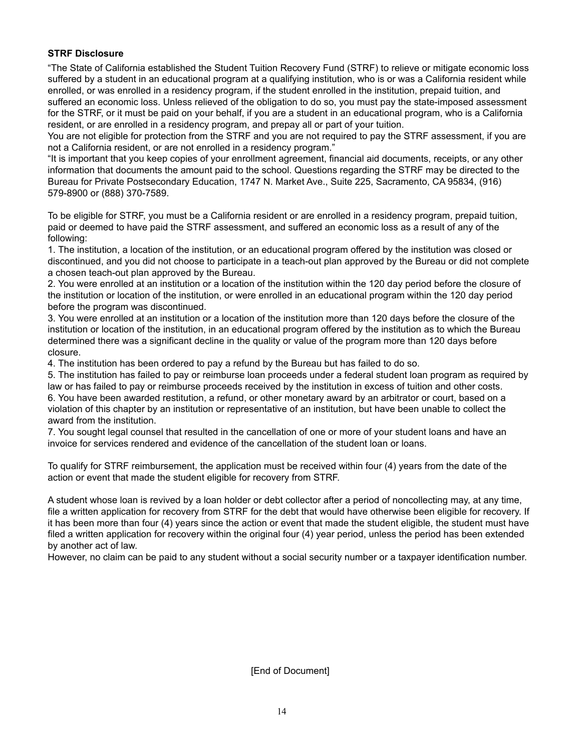**STRF Disclosure**

“The State of California established the Student Tuition Recovery Fund (STRF) to relieve or mitigate economic loss suffered by a student in an educational program at a qualifying institution, who is or was a California resident while enrolled, or was enrolled in a residency program, if the student enrolled in the institution, prepaid tuition, and suffered an economic loss. Unless relieved of the obligation to do so, you must pay the state-imposed assessment for the STRF, or it must be paid on your behalf, if you are a student in an educational program, who is a California resident, or are enrolled in a residency program, and prepay all or part of your tuition.

You are not eligible for protection from the STRF and you are not required to pay the STRF assessment, if you are not a California resident, or are not enrolled in a residency program.”

“It is important that you keep copies of your enrollment agreement, financial aid documents, receipts, or any other information that documents the amount paid to the school. Questions regarding the STRF may be directed to the Bureau for Private Postsecondary Education, 1747 N. Market Ave., Suite 225, Sacramento, CA 95834, (916) 579-8900 or (888) 370-7589.

To be eligible for STRF, you must be a California resident or are enrolled in a residency program, prepaid tuition, paid or deemed to have paid the STRF assessment, and suffered an economic loss as a result of any of the following:

1. The institution, a location of the institution, or an educational program offered by the institution was closed or discontinued, and you did not choose to participate in a teach-out plan approved by the Bureau or did not complete a chosen teach-out plan approved by the Bureau.
2. You were enrolled at an institution or a location of the institution within the 120 day period before the closure of the institution or location of the institution, or were enrolled in an educational program within the 120 day period before the program was discontinued.
3. You were enrolled at an institution or a location of the institution more than 120 days before the closure of the institution or location of the institution, in an educational program offered by the institution as to which the Bureau determined there was a significant decline in the quality or value of the program more than 120 days before closure.
4. The institution has been ordered to pay a refund by the Bureau but has failed to do so.
5. The institution has failed to pay or reimburse loan proceeds under a federal student loan program as required by law or has failed to pay or reimburse proceeds received by the institution in excess of tuition and other costs.
6. You have been awarded restitution, a refund, or other monetary award by an arbitrator or court, based on a violation of this chapter by an institution or representative of an institution, but have been unable to collect the award from the institution.
7. You sought legal counsel that resulted in the cancellation of one or more of your student loans and have an invoice for services rendered and evidence of the cancellation of the student loan or loans.

To qualify for STRF reimbursement, the application must be received within four (4) years from the date of the action or event that made the student eligible for recovery from STRF.

A student whose loan is revived by a loan holder or debt collector after a period of noncollecting may, at any time, file a written application for recovery from STRF for the debt that would have otherwise been eligible for recovery. If it has been more than four (4) years since the action or event that made the student eligible, the student must have filed a written application for recovery within the original four (4) year period, unless the period has been extended by another act of law.

However, no claim can be paid to any student without a social security number or a taxpayer identification number.

[End of Document]